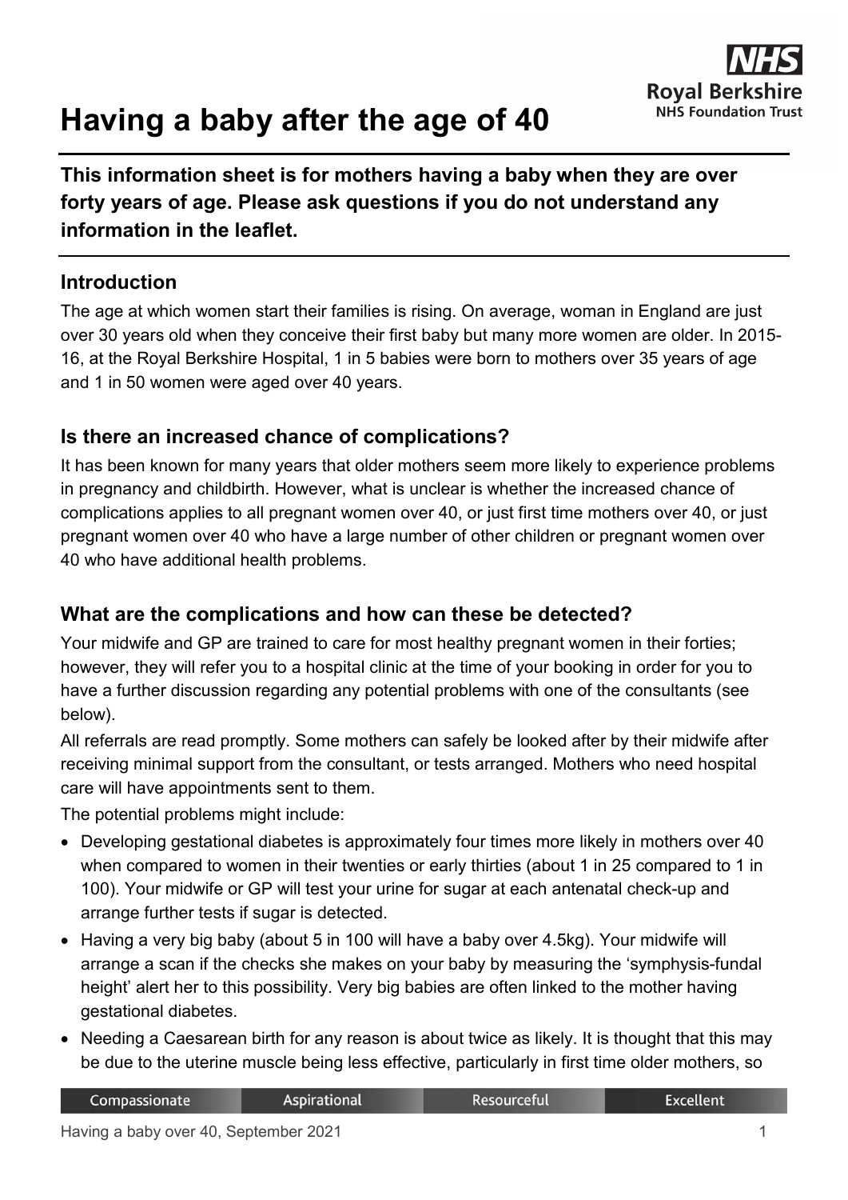# Having a baby after the age of 40

**This information sheet is for mothers having a baby when they are over forty years of age. Please ask questions if you do not understand any information in the leaflet.**

## Introduction

The age at which women start their families is rising. On average, woman in England are just over 30 years old when they conceive their first baby but many more women are older. In 2015-16, at the Royal Berkshire Hospital, 1 in 5 babies were born to mothers over 35 years of age and 1 in 50 women were aged over 40 years.

## Is there an increased chance of complications?

It has been known for many years that older mothers seem more likely to experience problems in pregnancy and childbirth. However, what is unclear is whether the increased chance of complications applies to all pregnant women over 40, or just first time mothers over 40, or just pregnant women over 40 who have a large number of other children or pregnant women over 40 who have additional health problems.

## What are the complications and how can these be detected?

Your midwife and GP are trained to care for most healthy pregnant women in their forties; however, they will refer you to a hospital clinic at the time of your booking in order for you to have a further discussion regarding any potential problems with one of the consultants (see below).

All referrals are read promptly. Some mothers can safely be looked after by their midwife after receiving minimal support from the consultant, or tests arranged. Mothers who need hospital care will have appointments sent to them.

The potential problems might include:

- Developing gestational diabetes is approximately four times more likely in mothers over 40 when compared to women in their twenties or early thirties (about 1 in 25 compared to 1 in 100). Your midwife or GP will test your urine for sugar at each antenatal check-up and arrange further tests if sugar is detected.
- Having a very big baby (about 5 in 100 will have a baby over 4.5kg). Your midwife will arrange a scan if the checks she makes on your baby by measuring the 'symphysis-fundal height' alert her to this possibility. Very big babies are often linked to the mother having gestational diabetes.
- Needing a Caesarean birth for any reason is about twice as likely. It is thought that this may be due to the uterine muscle being less effective, particularly in first time older mothers, so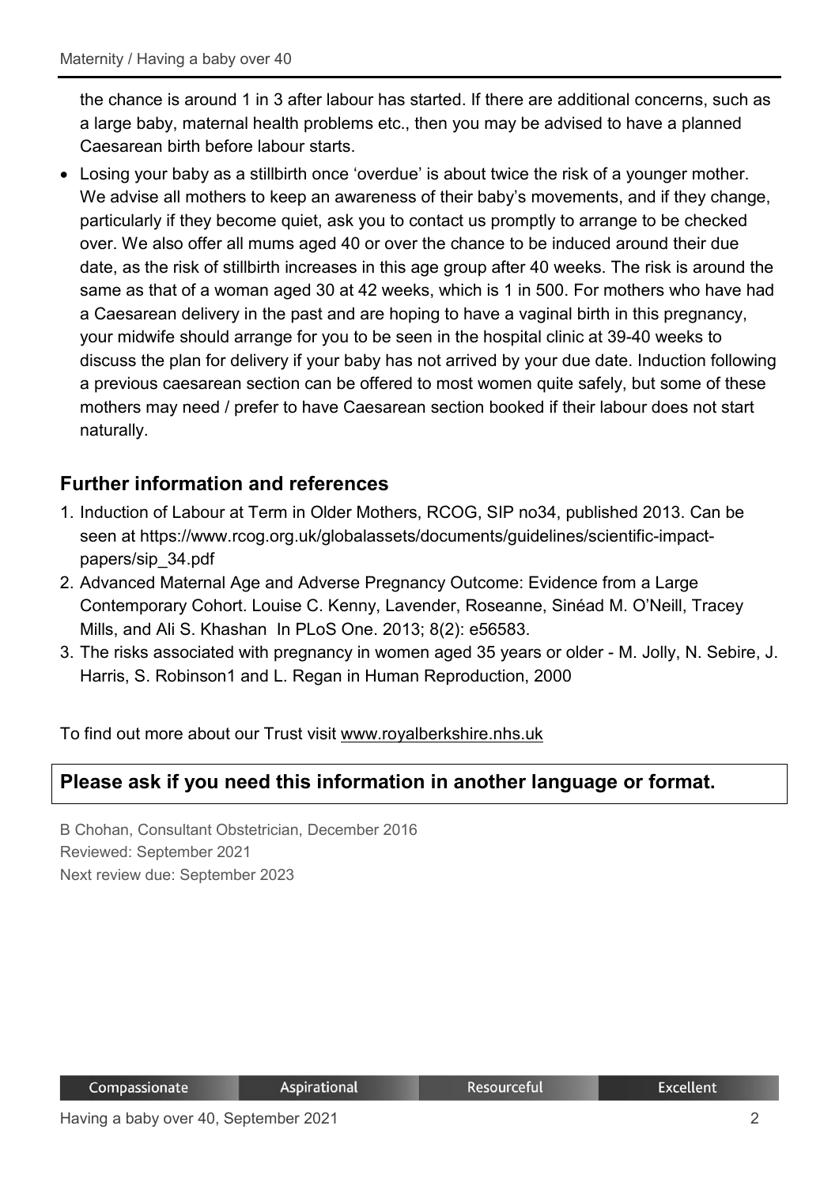the chance is around 1 in 3 after labour has started. If there are additional concerns, such as a large baby, maternal health problems etc., then you may be advised to have a planned Caesarean birth before labour starts.

- Losing your baby as a stillbirth once 'overdue' is about twice the risk of a younger mother. We advise all mothers to keep an awareness of their baby's movements, and if they change, particularly if they become quiet, ask you to contact us promptly to arrange to be checked over. We also offer all mums aged 40 or over the chance to be induced around their due date, as the risk of stillbirth increases in this age group after 40 weeks. The risk is around the same as that of a woman aged 30 at 42 weeks, which is 1 in 500. For mothers who have had a Caesarean delivery in the past and are hoping to have a vaginal birth in this pregnancy, your midwife should arrange for you to be seen in the hospital clinic at 39-40 weeks to discuss the plan for delivery if your baby has not arrived by your due date. Induction following a previous caesarean section can be offered to most women quite safely, but some of these mothers may need / prefer to have Caesarean section booked if their labour does not start naturally.

## Further information and references

1. Induction of Labour at Term in Older Mothers, RCOG, SIP no34, published 2013. Can be seen at https://www.rcog.org.uk/globalassets/documents/guidelines/scientific-impact-papers/sip_34.pdf
2. Advanced Maternal Age and Adverse Pregnancy Outcome: Evidence from a Large Contemporary Cohort. Louise C. Kenny, Lavender, Roseanne, Sinéad M. O'Neill, Tracey Mills, and Ali S. Khashan In PLoS One. 2013; 8(2): e56583.
3. The risks associated with pregnancy in women aged 35 years or older - M. Jolly, N. Sebire, J. Harris, S. Robinson1 and L. Regan in Human Reproduction, 2000

To find out more about our Trust visit www.royalberkshire.nhs.uk

**Please ask if you need this information in another language or format.**

B Chohan, Consultant Obstetrician, December 2016
Reviewed: September 2021
Next review due: September 2023

Compassionate | Aspirational | Resourceful | Excellent